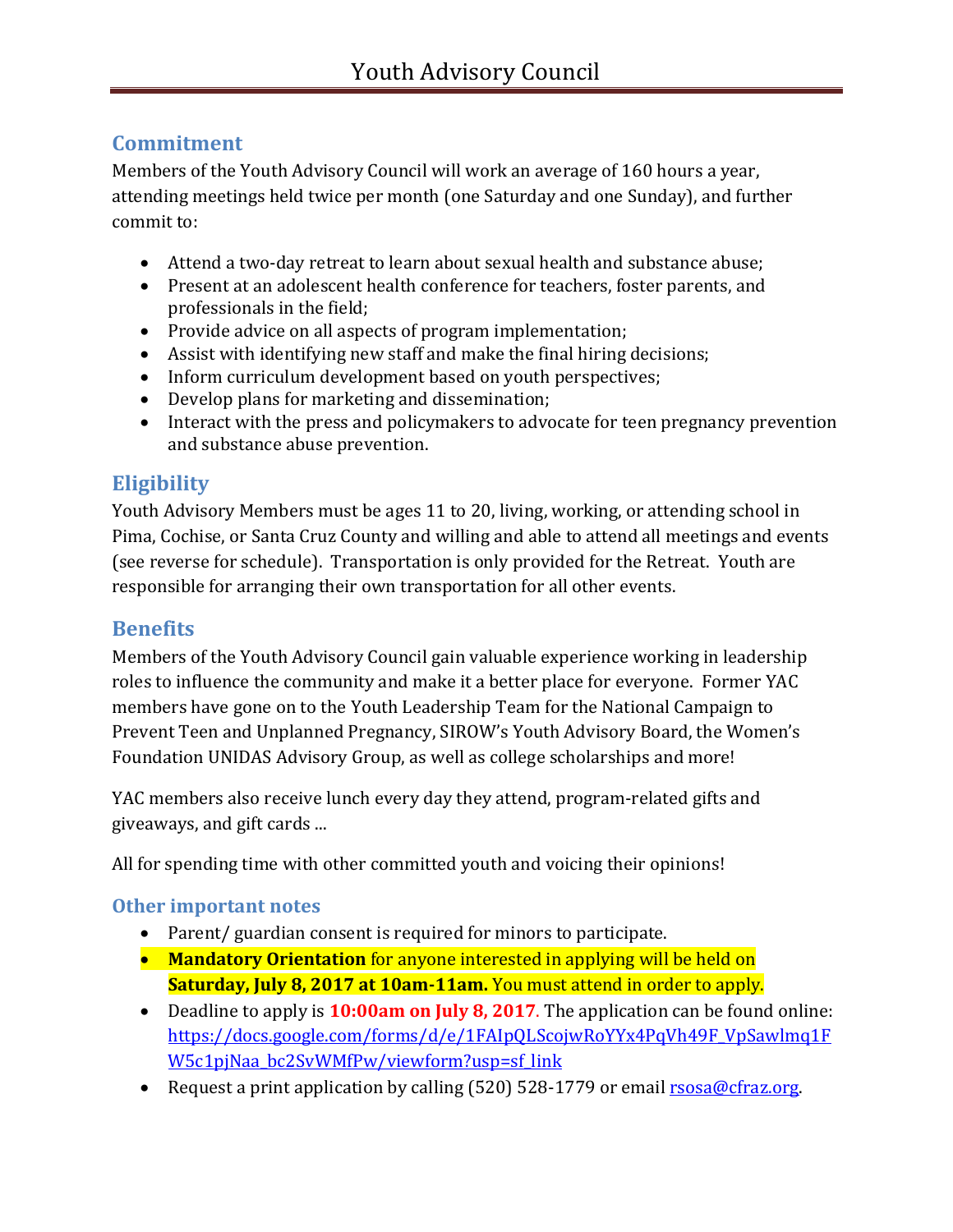# Youth Advisory Council

## Commitment

Members of the Youth Advisory Council will work an average of 160 hours a year, attending meetings held twice per month (one Saturday and one Sunday), and further commit to:

- Attend a two-day retreat to learn about sexual health and substance abuse;
- Present at an adolescent health conference for teachers, foster parents, and professionals in the field;
- Provide advice on all aspects of program implementation;
- Assist with identifying new staff and make the final hiring decisions;
- Inform curriculum development based on youth perspectives;
- Develop plans for marketing and dissemination;
- Interact with the press and policymakers to advocate for teen pregnancy prevention and substance abuse prevention.

## Eligibility

Youth Advisory Members must be ages 11 to 20, living, working, or attending school in Pima, Cochise, or Santa Cruz County and willing and able to attend all meetings and events (see reverse for schedule). Transportation is only provided for the Retreat. Youth are responsible for arranging their own transportation for all other events.

## Benefits

Members of the Youth Advisory Council gain valuable experience working in leadership roles to influence the community and make it a better place for everyone. Former YAC members have gone on to the Youth Leadership Team for the National Campaign to Prevent Teen and Unplanned Pregnancy, SIROW's Youth Advisory Board, the Women's Foundation UNIDAS Advisory Group, as well as college scholarships and more!

YAC members also receive lunch every day they attend, program-related gifts and giveaways, and gift cards ...

All for spending time with other committed youth and voicing their opinions!

### Other important notes

- Parent/ guardian consent is required for minors to participate.
- **Mandatory Orientation** for anyone interested in applying will be held on **Saturday, July 8, 2017 at 10am-11am.** You must attend in order to apply.
- Deadline to apply is **10:00am on July 8, 2017**. The application can be found online: https://docs.google.com/forms/d/e/1FAIpQLScojwRoYYx4PqVh49F_VpSawlmq1FW5c1pjNaa_bc2SvWMfPw/viewform?usp=sf_link
- Request a print application by calling (520) 528-1779 or email rsosa@cfraz.org.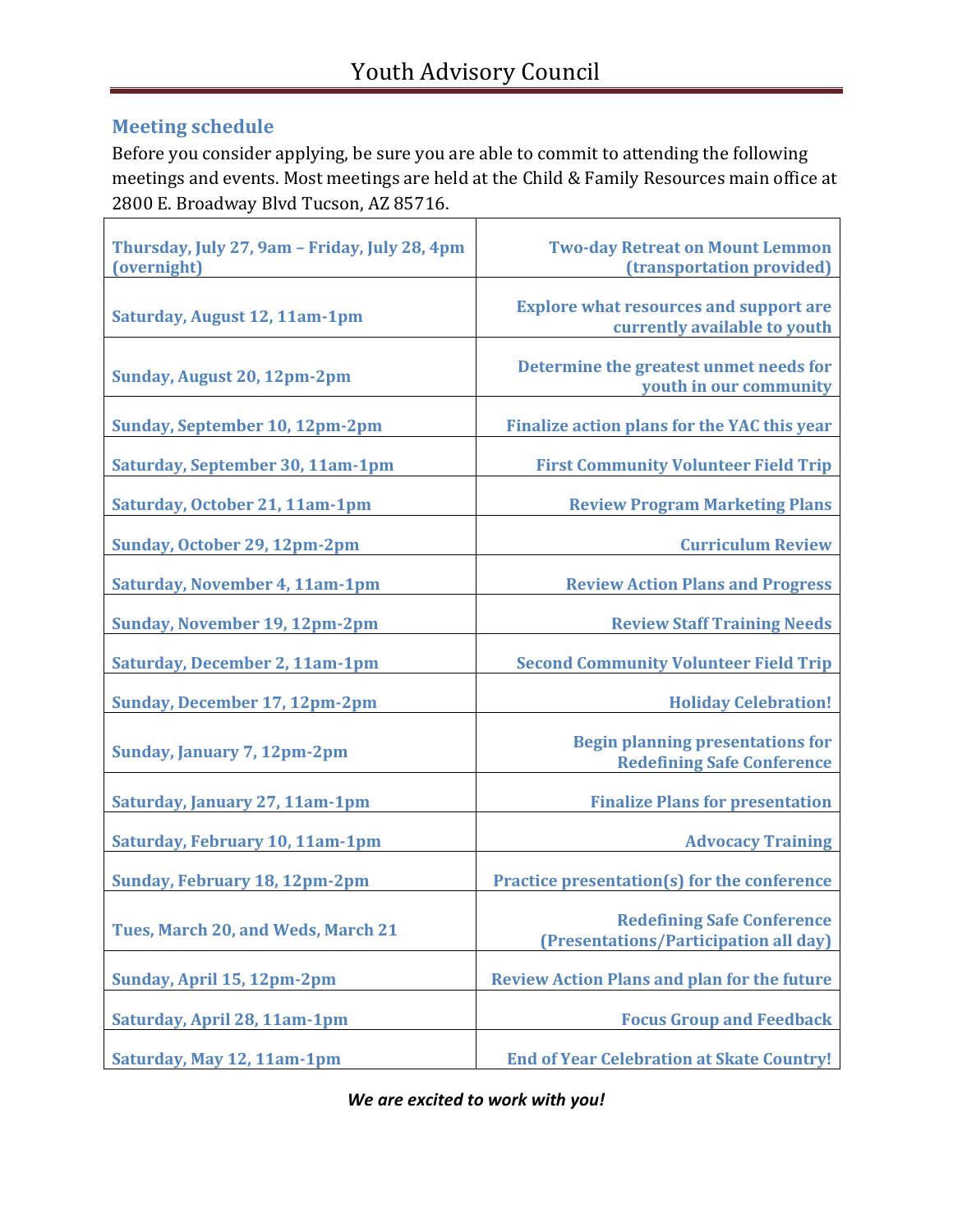# Youth Advisory Council

## Meeting schedule

Before you consider applying, be sure you are able to commit to attending the following meetings and events. Most meetings are held at the Child & Family Resources main office at 2800 E. Broadway Blvd Tucson, AZ 85716.

| | |
|---|---|
| **Thursday, July 27, 9am – Friday, July 28, 4pm (overnight)** | **Two-day Retreat on Mount Lemmon (transportation provided)** |
| **Saturday, August 12, 11am-1pm** | **Explore what resources and support are currently available to youth** |
| **Sunday, August 20, 12pm-2pm** | **Determine the greatest unmet needs for youth in our community** |
| **Sunday, September 10, 12pm-2pm** | **Finalize action plans for the YAC this year** |
| **Saturday, September 30, 11am-1pm** | **First Community Volunteer Field Trip** |
| **Saturday, October 21, 11am-1pm** | **Review Program Marketing Plans** |
| **Sunday, October 29, 12pm-2pm** | **Curriculum Review** |
| **Saturday, November 4, 11am-1pm** | **Review Action Plans and Progress** |
| **Sunday, November 19, 12pm-2pm** | **Review Staff Training Needs** |
| **Saturday, December 2, 11am-1pm** | **Second Community Volunteer Field Trip** |
| **Sunday, December 17, 12pm-2pm** | **Holiday Celebration!** |
| **Sunday, January 7, 12pm-2pm** | **Begin planning presentations for Redefining Safe Conference** |
| **Saturday, January 27, 11am-1pm** | **Finalize Plans for presentation** |
| **Saturday, February 10, 11am-1pm** | **Advocacy Training** |
| **Sunday, February 18, 12pm-2pm** | **Practice presentation(s) for the conference** |
| **Tues, March 20, and Weds, March 21** | **Redefining Safe Conference (Presentations/Participation all day)** |
| **Sunday, April 15, 12pm-2pm** | **Review Action Plans and plan for the future** |
| **Saturday, April 28, 11am-1pm** | **Focus Group and Feedback** |
| **Saturday, May 12, 11am-1pm** | **End of Year Celebration at Skate Country!** |

***We are excited to work with you!***